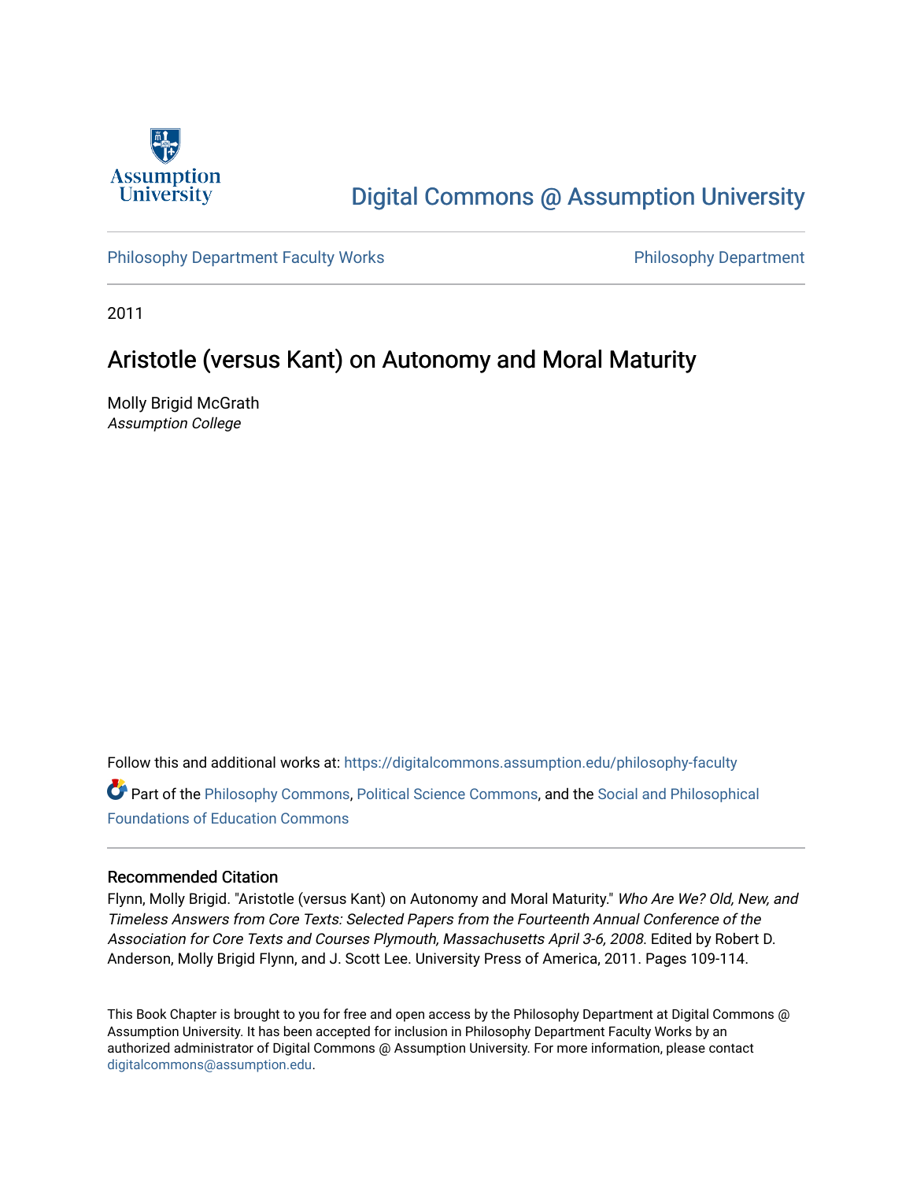Assumption University

# Digital Commons @ Assumption University

Philosophy Department Faculty Works

Philosophy Department

2011

## Aristotle (versus Kant) on Autonomy and Moral Maturity

Molly Brigid McGrath
*Assumption College*

Follow this and additional works at: https://digitalcommons.assumption.edu/philosophy-faculty

Part of the Philosophy Commons, Political Science Commons, and the Social and Philosophical Foundations of Education Commons

### Recommended Citation

Flynn, Molly Brigid. "Aristotle (versus Kant) on Autonomy and Moral Maturity." *Who Are We? Old, New, and Timeless Answers from Core Texts: Selected Papers from the Fourteenth Annual Conference of the Association for Core Texts and Courses Plymouth, Massachusetts April 3-6, 2008*. Edited by Robert D. Anderson, Molly Brigid Flynn, and J. Scott Lee. University Press of America, 2011. Pages 109-114.

This Book Chapter is brought to you for free and open access by the Philosophy Department at Digital Commons @ Assumption University. It has been accepted for inclusion in Philosophy Department Faculty Works by an authorized administrator of Digital Commons @ Assumption University. For more information, please contact digitalcommons@assumption.edu.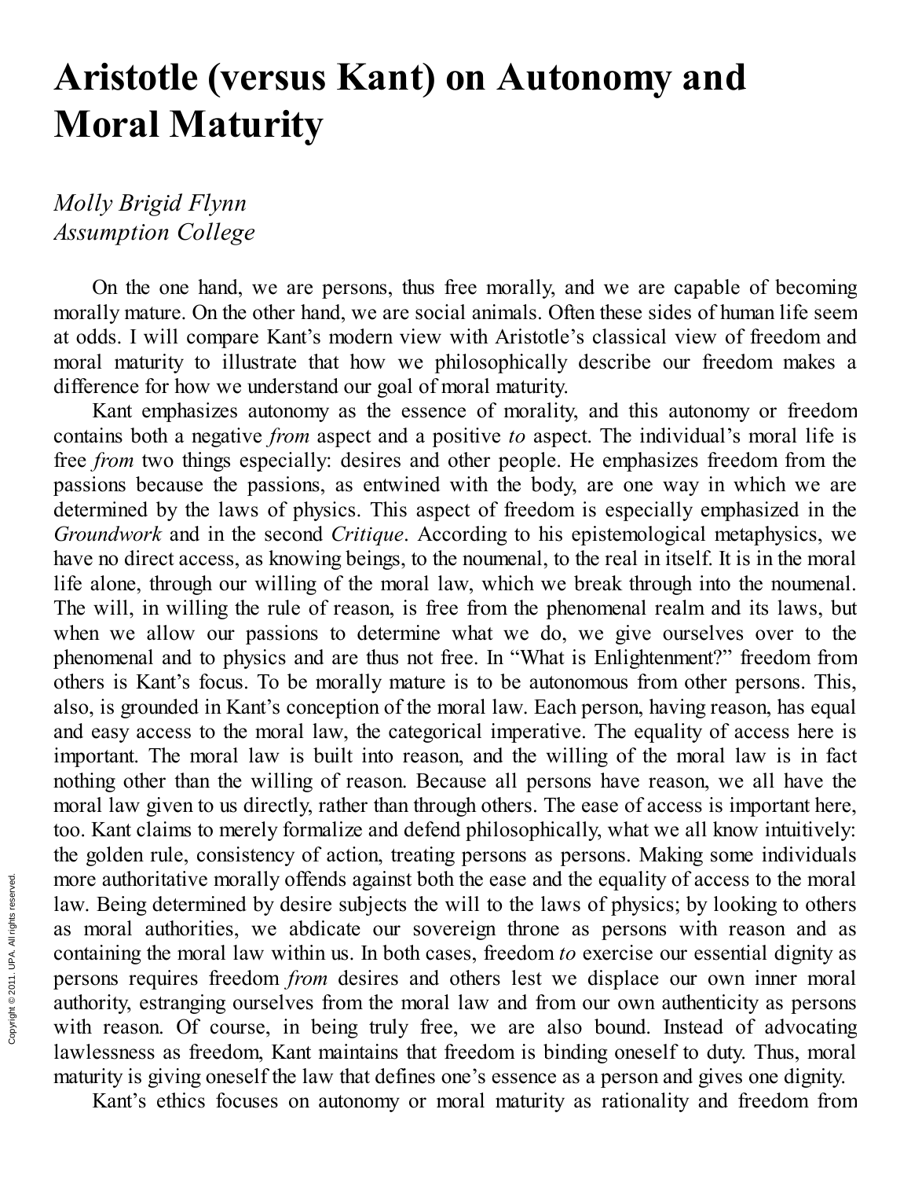# Aristotle (versus Kant) on Autonomy and Moral Maturity

*Molly Brigid Flynn*
*Assumption College*

On the one hand, we are persons, thus free morally, and we are capable of becoming morally mature. On the other hand, we are social animals. Often these sides of human life seem at odds. I will compare Kant's modern view with Aristotle's classical view of freedom and moral maturity to illustrate that how we philosophically describe our freedom makes a difference for how we understand our goal of moral maturity.

Kant emphasizes autonomy as the essence of morality, and this autonomy or freedom contains both a negative *from* aspect and a positive *to* aspect. The individual's moral life is free *from* two things especially: desires and other people. He emphasizes freedom from the passions because the passions, as entwined with the body, are one way in which we are determined by the laws of physics. This aspect of freedom is especially emphasized in the *Groundwork* and in the second *Critique*. According to his epistemological metaphysics, we have no direct access, as knowing beings, to the noumenal, to the real in itself. It is in the moral life alone, through our willing of the moral law, which we break through into the noumenal. The will, in willing the rule of reason, is free from the phenomenal realm and its laws, but when we allow our passions to determine what we do, we give ourselves over to the phenomenal and to physics and are thus not free. In "What is Enlightenment?" freedom from others is Kant's focus. To be morally mature is to be autonomous from other persons. This, also, is grounded in Kant's conception of the moral law. Each person, having reason, has equal and easy access to the moral law, the categorical imperative. The equality of access here is important. The moral law is built into reason, and the willing of the moral law is in fact nothing other than the willing of reason. Because all persons have reason, we all have the moral law given to us directly, rather than through others. The ease of access is important here, too. Kant claims to merely formalize and defend philosophically, what we all know intuitively: the golden rule, consistency of action, treating persons as persons. Making some individuals more authoritative morally offends against both the ease and the equality of access to the moral law. Being determined by desire subjects the will to the laws of physics; by looking to others as moral authorities, we abdicate our sovereign throne as persons with reason and as containing the moral law within us. In both cases, freedom *to* exercise our essential dignity as persons requires freedom *from* desires and others lest we displace our own inner moral authority, estranging ourselves from the moral law and from our own authenticity as persons with reason. Of course, in being truly free, we are also bound. Instead of advocating lawlessness as freedom, Kant maintains that freedom is binding oneself to duty. Thus, moral maturity is giving oneself the law that defines one's essence as a person and gives one dignity.

Kant's ethics focuses on autonomy or moral maturity as rationality and freedom from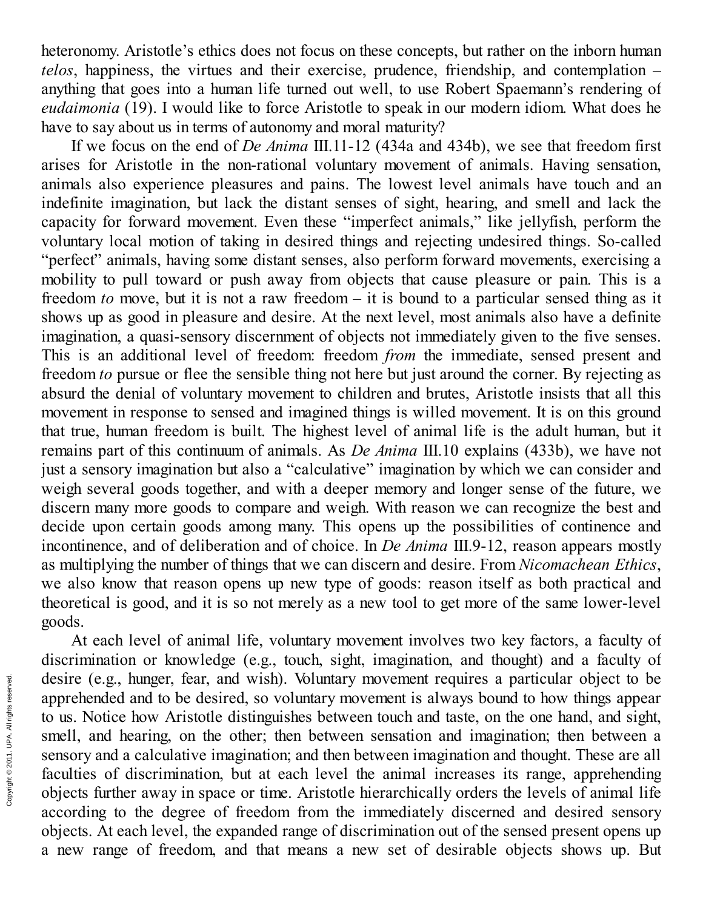heteronomy. Aristotle's ethics does not focus on these concepts, but rather on the inborn human *telos*, happiness, the virtues and their exercise, prudence, friendship, and contemplation – anything that goes into a human life turned out well, to use Robert Spaemann's rendering of *eudaimonia* (19). I would like to force Aristotle to speak in our modern idiom. What does he have to say about us in terms of autonomy and moral maturity?

If we focus on the end of *De Anima* III.11-12 (434a and 434b), we see that freedom first arises for Aristotle in the non-rational voluntary movement of animals. Having sensation, animals also experience pleasures and pains. The lowest level animals have touch and an indefinite imagination, but lack the distant senses of sight, hearing, and smell and lack the capacity for forward movement. Even these "imperfect animals," like jellyfish, perform the voluntary local motion of taking in desired things and rejecting undesired things. So-called "perfect" animals, having some distant senses, also perform forward movements, exercising a mobility to pull toward or push away from objects that cause pleasure or pain. This is a freedom *to* move, but it is not a raw freedom – it is bound to a particular sensed thing as it shows up as good in pleasure and desire. At the next level, most animals also have a definite imagination, a quasi-sensory discernment of objects not immediately given to the five senses. This is an additional level of freedom: freedom *from* the immediate, sensed present and freedom *to* pursue or flee the sensible thing not here but just around the corner. By rejecting as absurd the denial of voluntary movement to children and brutes, Aristotle insists that all this movement in response to sensed and imagined things is willed movement. It is on this ground that true, human freedom is built. The highest level of animal life is the adult human, but it remains part of this continuum of animals. As *De Anima* III.10 explains (433b), we have not just a sensory imagination but also a "calculative" imagination by which we can consider and weigh several goods together, and with a deeper memory and longer sense of the future, we discern many more goods to compare and weigh. With reason we can recognize the best and decide upon certain goods among many. This opens up the possibilities of continence and incontinence, and of deliberation and of choice. In *De Anima* III.9-12, reason appears mostly as multiplying the number of things that we can discern and desire. From *Nicomachean Ethics*, we also know that reason opens up new type of goods: reason itself as both practical and theoretical is good, and it is so not merely as a new tool to get more of the same lower-level goods.

At each level of animal life, voluntary movement involves two key factors, a faculty of discrimination or knowledge (e.g., touch, sight, imagination, and thought) and a faculty of desire (e.g., hunger, fear, and wish). Voluntary movement requires a particular object to be apprehended and to be desired, so voluntary movement is always bound to how things appear to us. Notice how Aristotle distinguishes between touch and taste, on the one hand, and sight, smell, and hearing, on the other; then between sensation and imagination; then between a sensory and a calculative imagination; and then between imagination and thought. These are all faculties of discrimination, but at each level the animal increases its range, apprehending objects further away in space or time. Aristotle hierarchically orders the levels of animal life according to the degree of freedom from the immediately discerned and desired sensory objects. At each level, the expanded range of discrimination out of the sensed present opens up a new range of freedom, and that means a new set of desirable objects shows up. But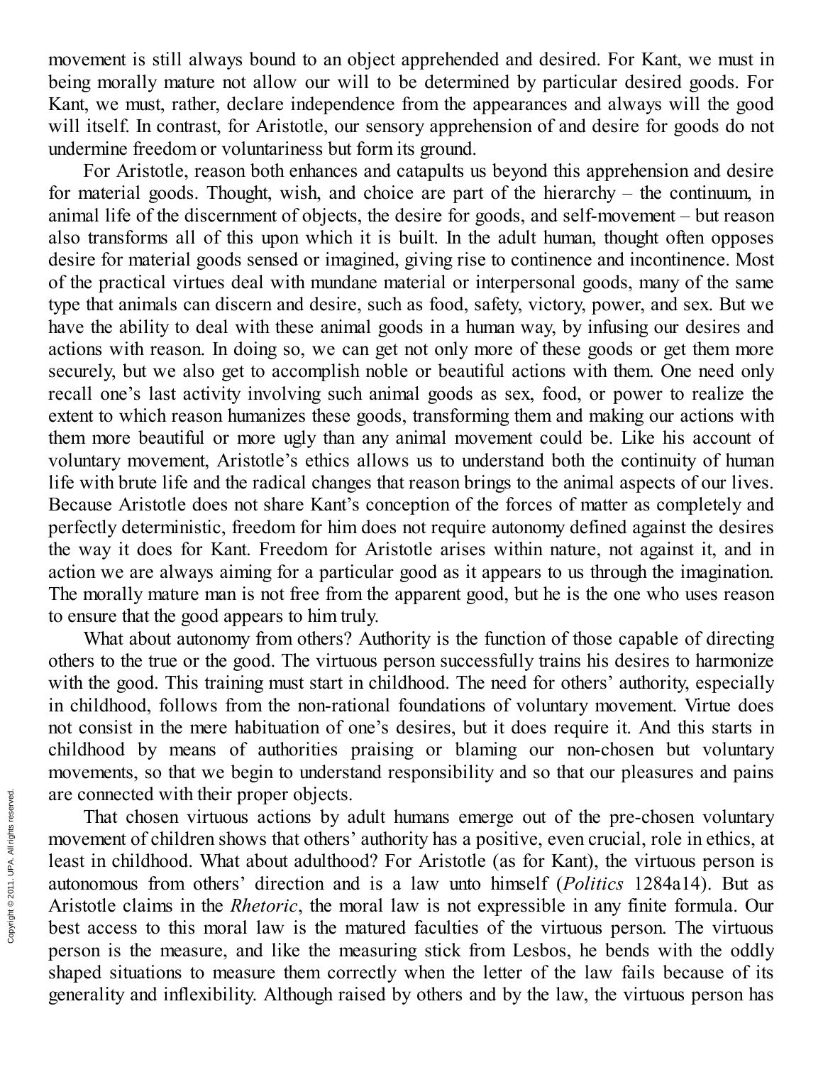movement is still always bound to an object apprehended and desired. For Kant, we must in being morally mature not allow our will to be determined by particular desired goods. For Kant, we must, rather, declare independence from the appearances and always will the good will itself. In contrast, for Aristotle, our sensory apprehension of and desire for goods do not undermine freedom or voluntariness but form its ground.

For Aristotle, reason both enhances and catapults us beyond this apprehension and desire for material goods. Thought, wish, and choice are part of the hierarchy – the continuum, in animal life of the discernment of objects, the desire for goods, and self-movement – but reason also transforms all of this upon which it is built. In the adult human, thought often opposes desire for material goods sensed or imagined, giving rise to continence and incontinence. Most of the practical virtues deal with mundane material or interpersonal goods, many of the same type that animals can discern and desire, such as food, safety, victory, power, and sex. But we have the ability to deal with these animal goods in a human way, by infusing our desires and actions with reason. In doing so, we can get not only more of these goods or get them more securely, but we also get to accomplish noble or beautiful actions with them. One need only recall one's last activity involving such animal goods as sex, food, or power to realize the extent to which reason humanizes these goods, transforming them and making our actions with them more beautiful or more ugly than any animal movement could be. Like his account of voluntary movement, Aristotle's ethics allows us to understand both the continuity of human life with brute life and the radical changes that reason brings to the animal aspects of our lives. Because Aristotle does not share Kant's conception of the forces of matter as completely and perfectly deterministic, freedom for him does not require autonomy defined against the desires the way it does for Kant. Freedom for Aristotle arises within nature, not against it, and in action we are always aiming for a particular good as it appears to us through the imagination. The morally mature man is not free from the apparent good, but he is the one who uses reason to ensure that the good appears to him truly.

What about autonomy from others? Authority is the function of those capable of directing others to the true or the good. The virtuous person successfully trains his desires to harmonize with the good. This training must start in childhood. The need for others' authority, especially in childhood, follows from the non-rational foundations of voluntary movement. Virtue does not consist in the mere habituation of one's desires, but it does require it. And this starts in childhood by means of authorities praising or blaming our non-chosen but voluntary movements, so that we begin to understand responsibility and so that our pleasures and pains are connected with their proper objects.

That chosen virtuous actions by adult humans emerge out of the pre-chosen voluntary movement of children shows that others' authority has a positive, even crucial, role in ethics, at least in childhood. What about adulthood? For Aristotle (as for Kant), the virtuous person is autonomous from others' direction and is a law unto himself (*Politics* 1284a14). But as Aristotle claims in the *Rhetoric*, the moral law is not expressible in any finite formula. Our best access to this moral law is the matured faculties of the virtuous person. The virtuous person is the measure, and like the measuring stick from Lesbos, he bends with the oddly shaped situations to measure them correctly when the letter of the law fails because of its generality and inflexibility. Although raised by others and by the law, the virtuous person has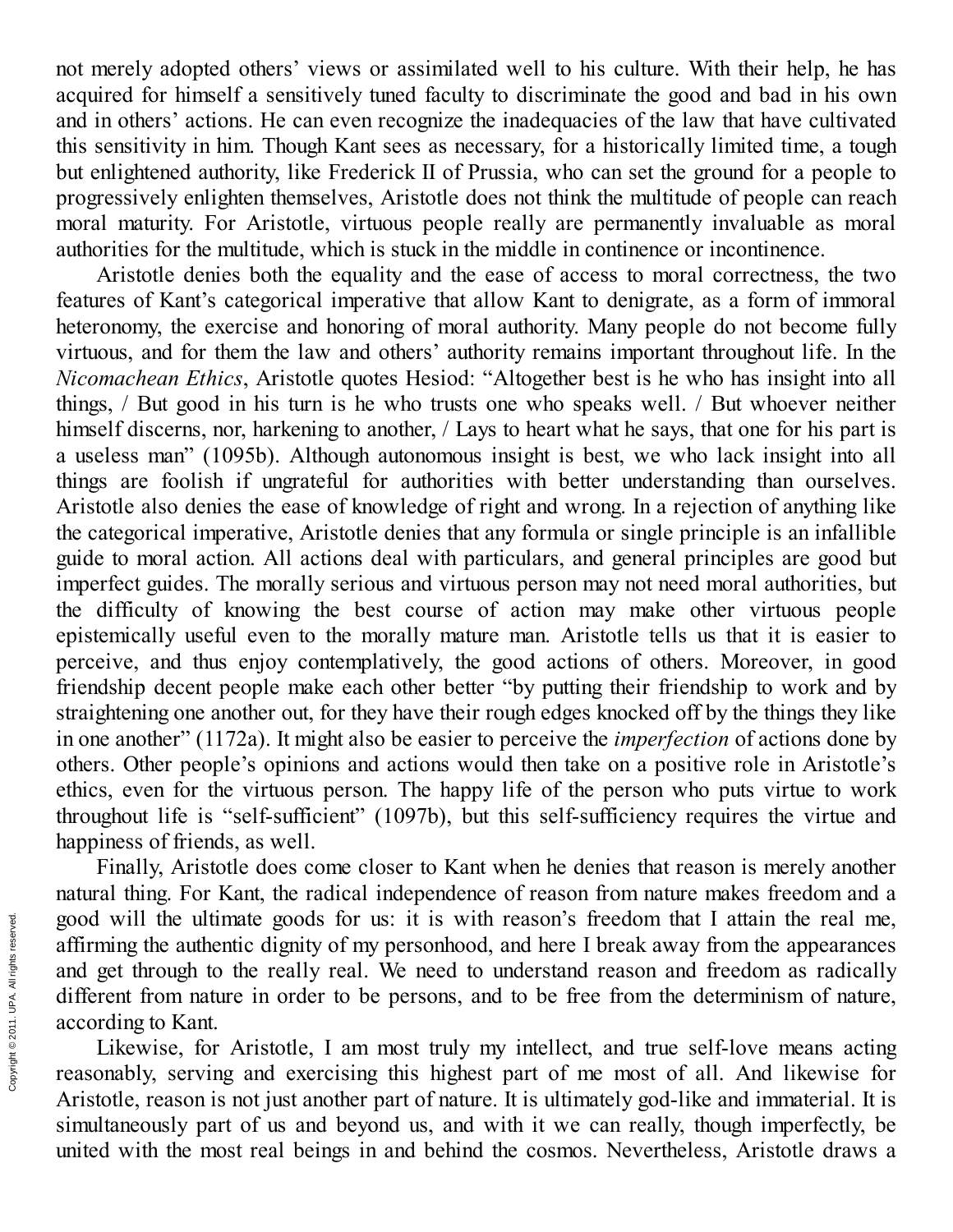not merely adopted others' views or assimilated well to his culture. With their help, he has acquired for himself a sensitively tuned faculty to discriminate the good and bad in his own and in others' actions. He can even recognize the inadequacies of the law that have cultivated this sensitivity in him. Though Kant sees as necessary, for a historically limited time, a tough but enlightened authority, like Frederick II of Prussia, who can set the ground for a people to progressively enlighten themselves, Aristotle does not think the multitude of people can reach moral maturity. For Aristotle, virtuous people really are permanently invaluable as moral authorities for the multitude, which is stuck in the middle in continence or incontinence.

Aristotle denies both the equality and the ease of access to moral correctness, the two features of Kant's categorical imperative that allow Kant to denigrate, as a form of immoral heteronomy, the exercise and honoring of moral authority. Many people do not become fully virtuous, and for them the law and others' authority remains important throughout life. In the *Nicomachean Ethics*, Aristotle quotes Hesiod: "Altogether best is he who has insight into all things, / But good in his turn is he who trusts one who speaks well. / But whoever neither himself discerns, nor, harkening to another, / Lays to heart what he says, that one for his part is a useless man" (1095b). Although autonomous insight is best, we who lack insight into all things are foolish if ungrateful for authorities with better understanding than ourselves. Aristotle also denies the ease of knowledge of right and wrong. In a rejection of anything like the categorical imperative, Aristotle denies that any formula or single principle is an infallible guide to moral action. All actions deal with particulars, and general principles are good but imperfect guides. The morally serious and virtuous person may not need moral authorities, but the difficulty of knowing the best course of action may make other virtuous people epistemically useful even to the morally mature man. Aristotle tells us that it is easier to perceive, and thus enjoy contemplatively, the good actions of others. Moreover, in good friendship decent people make each other better "by putting their friendship to work and by straightening one another out, for they have their rough edges knocked off by the things they like in one another" (1172a). It might also be easier to perceive the *imperfection* of actions done by others. Other people's opinions and actions would then take on a positive role in Aristotle's ethics, even for the virtuous person. The happy life of the person who puts virtue to work throughout life is "self-sufficient" (1097b), but this self-sufficiency requires the virtue and happiness of friends, as well.

Finally, Aristotle does come closer to Kant when he denies that reason is merely another natural thing. For Kant, the radical independence of reason from nature makes freedom and a good will the ultimate goods for us: it is with reason's freedom that I attain the real me, affirming the authentic dignity of my personhood, and here I break away from the appearances and get through to the really real. We need to understand reason and freedom as radically different from nature in order to be persons, and to be free from the determinism of nature, according to Kant.

Likewise, for Aristotle, I am most truly my intellect, and true self-love means acting reasonably, serving and exercising this highest part of me most of all. And likewise for Aristotle, reason is not just another part of nature. It is ultimately god-like and immaterial. It is simultaneously part of us and beyond us, and with it we can really, though imperfectly, be united with the most real beings in and behind the cosmos. Nevertheless, Aristotle draws a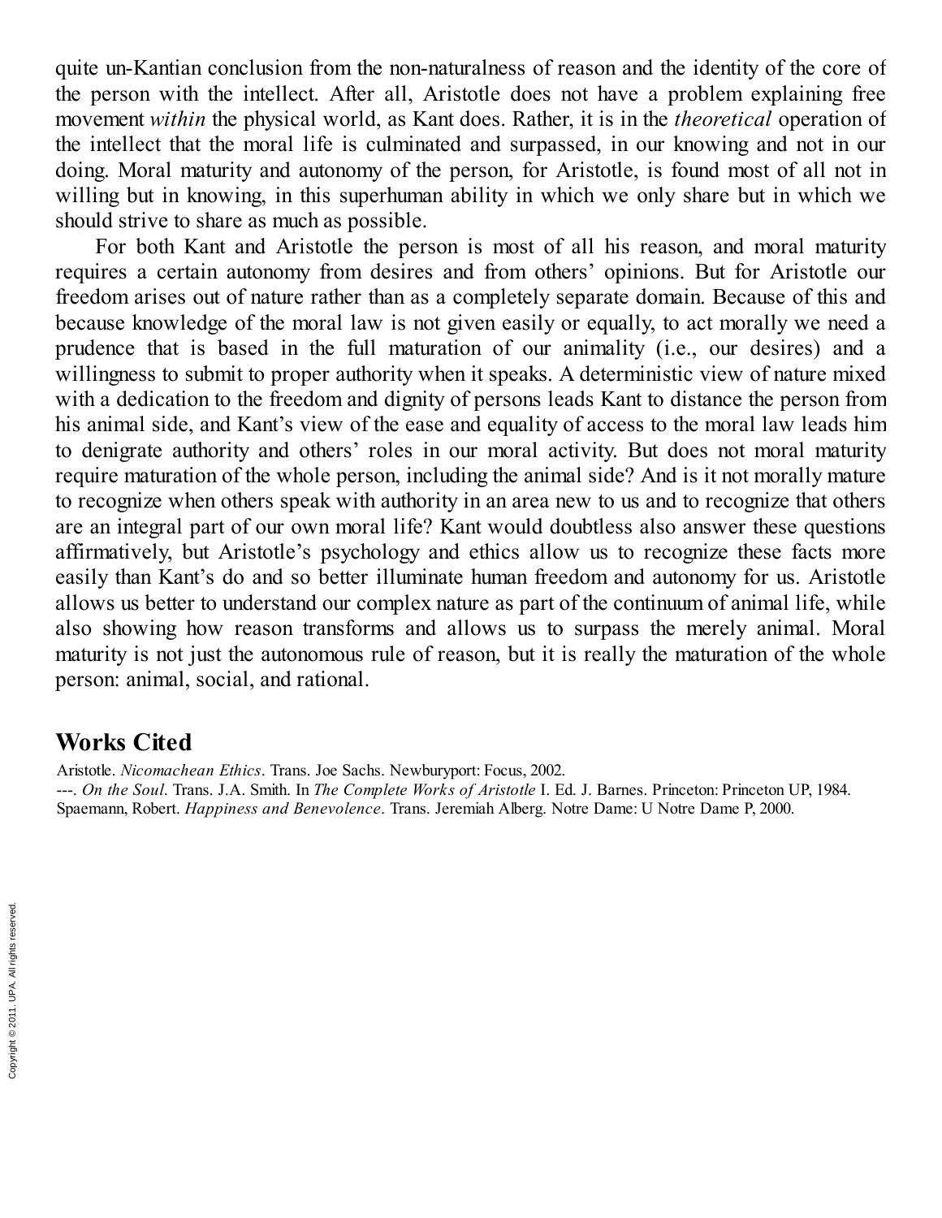quite un-Kantian conclusion from the non-naturalness of reason and the identity of the core of the person with the intellect. After all, Aristotle does not have a problem explaining free movement *within* the physical world, as Kant does. Rather, it is in the *theoretical* operation of the intellect that the moral life is culminated and surpassed, in our knowing and not in our doing. Moral maturity and autonomy of the person, for Aristotle, is found most of all not in willing but in knowing, in this superhuman ability in which we only share but in which we should strive to share as much as possible.

For both Kant and Aristotle the person is most of all his reason, and moral maturity requires a certain autonomy from desires and from others' opinions. But for Aristotle our freedom arises out of nature rather than as a completely separate domain. Because of this and because knowledge of the moral law is not given easily or equally, to act morally we need a prudence that is based in the full maturation of our animality (i.e., our desires) and a willingness to submit to proper authority when it speaks. A deterministic view of nature mixed with a dedication to the freedom and dignity of persons leads Kant to distance the person from his animal side, and Kant's view of the ease and equality of access to the moral law leads him to denigrate authority and others' roles in our moral activity. But does not moral maturity require maturation of the whole person, including the animal side? And is it not morally mature to recognize when others speak with authority in an area new to us and to recognize that others are an integral part of our own moral life? Kant would doubtless also answer these questions affirmatively, but Aristotle's psychology and ethics allow us to recognize these facts more easily than Kant's do and so better illuminate human freedom and autonomy for us. Aristotle allows us better to understand our complex nature as part of the continuum of animal life, while also showing how reason transforms and allows us to surpass the merely animal. Moral maturity is not just the autonomous rule of reason, but it is really the maturation of the whole person: animal, social, and rational.

## Works Cited

Aristotle. *Nicomachean Ethics*. Trans. Joe Sachs. Newburyport: Focus, 2002.

---. *On the Soul*. Trans. J.A. Smith. In *The Complete Works of Aristotle* I. Ed. J. Barnes. Princeton: Princeton UP, 1984.

Spaemann, Robert. *Happiness and Benevolence*. Trans. Jeremiah Alberg. Notre Dame: U Notre Dame P, 2000.